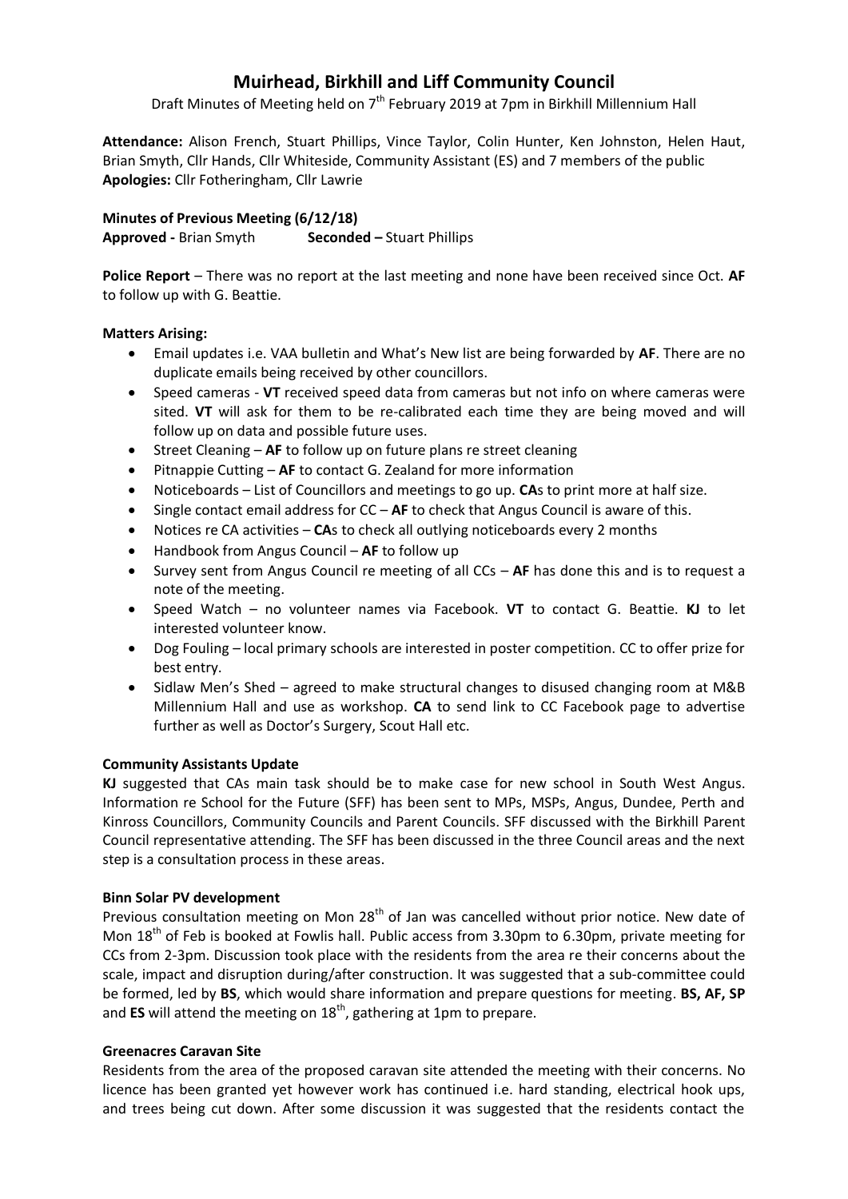# Muirhead, Birkhill and Liff Community Council

Draft Minutes of Meeting held on 7th February 2019 at 7pm in Birkhill Millennium Hall

**Attendance:** Alison French, Stuart Phillips, Vince Taylor, Colin Hunter, Ken Johnston, Helen Haut, Brian Smyth, Cllr Hands, Cllr Whiteside, Community Assistant (ES) and 7 members of the public
**Apologies:** Cllr Fotheringham, Cllr Lawrie

**Minutes of Previous Meeting (6/12/18)**
**Approved -** Brian Smyth **Seconded –** Stuart Phillips

**Police Report** – There was no report at the last meeting and none have been received since Oct. **AF** to follow up with G. Beattie.

**Matters Arising:**

- Email updates i.e. VAA bulletin and What's New list are being forwarded by **AF**. There are no duplicate emails being received by other councillors.
- Speed cameras - **VT** received speed data from cameras but not info on where cameras were sited. **VT** will ask for them to be re-calibrated each time they are being moved and will follow up on data and possible future uses.
- Street Cleaning – **AF** to follow up on future plans re street cleaning
- Pitnappie Cutting – **AF** to contact G. Zealand for more information
- Noticeboards – List of Councillors and meetings to go up. **CA**s to print more at half size.
- Single contact email address for CC – **AF** to check that Angus Council is aware of this.
- Notices re CA activities – **CA**s to check all outlying noticeboards every 2 months
- Handbook from Angus Council – **AF** to follow up
- Survey sent from Angus Council re meeting of all CCs – **AF** has done this and is to request a note of the meeting.
- Speed Watch – no volunteer names via Facebook. **VT** to contact G. Beattie. **KJ** to let interested volunteer know.
- Dog Fouling – local primary schools are interested in poster competition. CC to offer prize for best entry.
- Sidlaw Men's Shed – agreed to make structural changes to disused changing room at M&B Millennium Hall and use as workshop. **CA** to send link to CC Facebook page to advertise further as well as Doctor's Surgery, Scout Hall etc.

**Community Assistants Update**

**KJ** suggested that CAs main task should be to make case for new school in South West Angus. Information re School for the Future (SFF) has been sent to MPs, MSPs, Angus, Dundee, Perth and Kinross Councillors, Community Councils and Parent Councils. SFF discussed with the Birkhill Parent Council representative attending. The SFF has been discussed in the three Council areas and the next step is a consultation process in these areas.

**Binn Solar PV development**

Previous consultation meeting on Mon 28th of Jan was cancelled without prior notice. New date of Mon 18th of Feb is booked at Fowlis hall. Public access from 3.30pm to 6.30pm, private meeting for CCs from 2-3pm. Discussion took place with the residents from the area re their concerns about the scale, impact and disruption during/after construction. It was suggested that a sub-committee could be formed, led by **BS**, which would share information and prepare questions for meeting. **BS, AF, SP** and **ES** will attend the meeting on 18th, gathering at 1pm to prepare.

**Greenacres Caravan Site**

Residents from the area of the proposed caravan site attended the meeting with their concerns. No licence has been granted yet however work has continued i.e. hard standing, electrical hook ups, and trees being cut down. After some discussion it was suggested that the residents contact the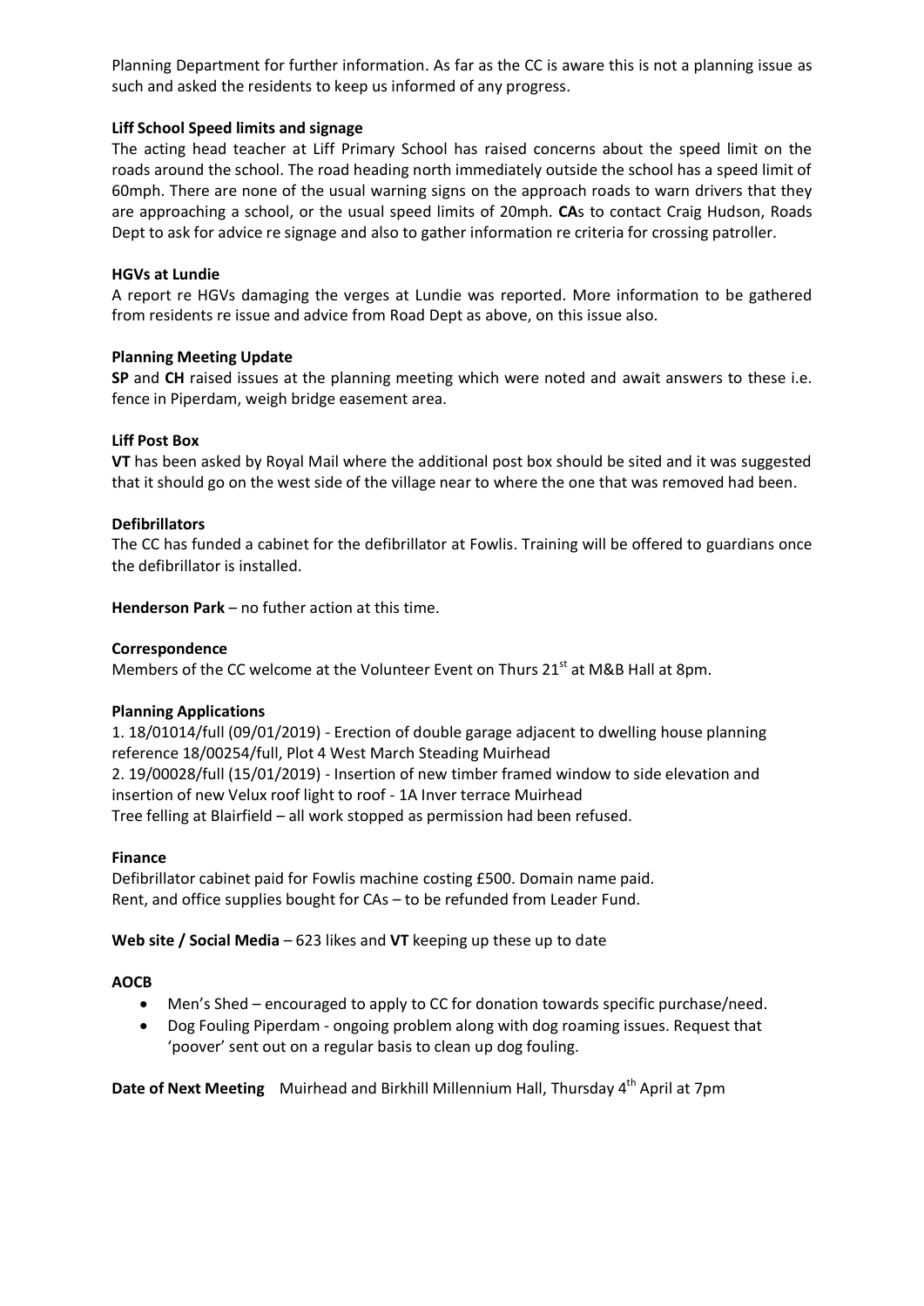Planning Department for further information. As far as the CC is aware this is not a planning issue as such and asked the residents to keep us informed of any progress.

**Liff School Speed limits and signage**

The acting head teacher at Liff Primary School has raised concerns about the speed limit on the roads around the school. The road heading north immediately outside the school has a speed limit of 60mph. There are none of the usual warning signs on the approach roads to warn drivers that they are approaching a school, or the usual speed limits of 20mph. **CA**s to contact Craig Hudson, Roads Dept to ask for advice re signage and also to gather information re criteria for crossing patroller.

**HGVs at Lundie**

A report re HGVs damaging the verges at Lundie was reported. More information to be gathered from residents re issue and advice from Road Dept as above, on this issue also.

**Planning Meeting Update**

**SP** and **CH** raised issues at the planning meeting which were noted and await answers to these i.e. fence in Piperdam, weigh bridge easement area.

**Liff Post Box**

**VT** has been asked by Royal Mail where the additional post box should be sited and it was suggested that it should go on the west side of the village near to where the one that was removed had been.

**Defibrillators**

The CC has funded a cabinet for the defibrillator at Fowlis. Training will be offered to guardians once the defibrillator is installed.

**Henderson Park** – no futher action at this time.

**Correspondence**

Members of the CC welcome at the Volunteer Event on Thurs 21st at M&B Hall at 8pm.

**Planning Applications**

1. 18/01014/full (09/01/2019) - Erection of double garage adjacent to dwelling house planning reference 18/00254/full, Plot 4 West March Steading Muirhead
2. 19/00028/full (15/01/2019) - Insertion of new timber framed window to side elevation and insertion of new Velux roof light to roof - 1A Inver terrace Muirhead

Tree felling at Blairfield – all work stopped as permission had been refused.

**Finance**

Defibrillator cabinet paid for Fowlis machine costing £500. Domain name paid.
Rent, and office supplies bought for CAs – to be refunded from Leader Fund.

**Web site / Social Media** – 623 likes and **VT** keeping up these up to date

**AOCB**

- Men's Shed – encouraged to apply to CC for donation towards specific purchase/need.
- Dog Fouling Piperdam - ongoing problem along with dog roaming issues. Request that 'poover' sent out on a regular basis to clean up dog fouling.

**Date of Next Meeting** Muirhead and Birkhill Millennium Hall, Thursday 4th April at 7pm